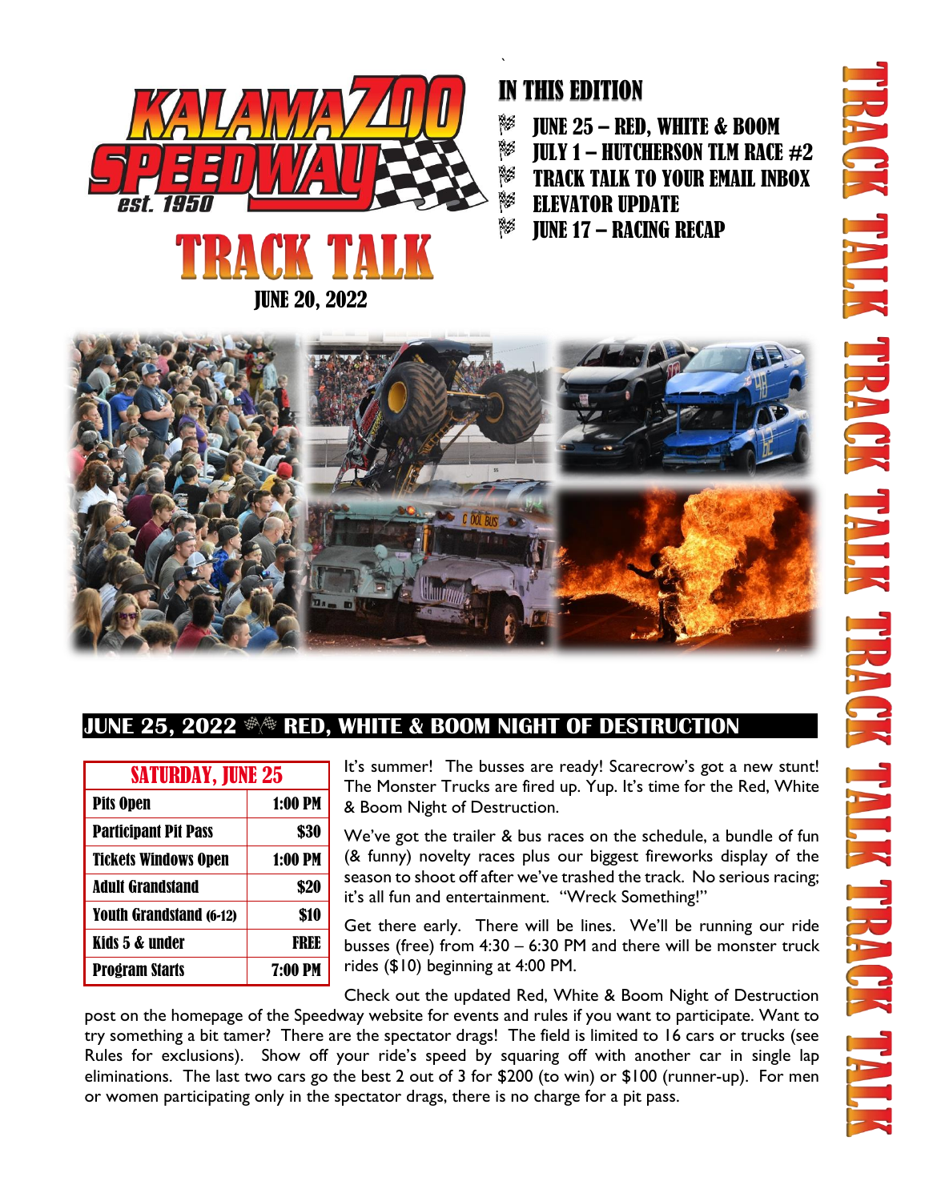# KALAMAZOO SPEEDWAY est. 1950

# TRACK TALK

**JUNE 20, 2022**

## IN THIS EDITION

- JUNE 25 – RED, WHITE & BOOM
- JULY 1 – HUTCHERSON TLM RACE #2
- TRACK TALK TO YOUR EMAIL INBOX
- ELEVATOR UPDATE
- JUNE 17 – RACING RECAP

## JUNE 25, 2022 RED, WHITE & BOOM NIGHT OF DESTRUCTION

| SATURDAY, JUNE 25 | |
|---|---|
| Pits Open | 1:00 PM |
| Participant Pit Pass | $30 |
| Tickets Windows Open | 1:00 PM |
| Adult Grandstand | $20 |
| Youth Grandstand (6-12) | $10 |
| Kids 5 & under | FREE |
| Program Starts | 7:00 PM |

It's summer! The busses are ready! Scarecrow's got a new stunt! The Monster Trucks are fired up. Yup. It's time for the Red, White & Boom Night of Destruction.

We've got the trailer & bus races on the schedule, a bundle of fun (& funny) novelty races plus our biggest fireworks display of the season to shoot off after we've trashed the track. No serious racing; it's all fun and entertainment. "Wreck Something!"

Get there early. There will be lines. We'll be running our ride busses (free) from 4:30 – 6:30 PM and there will be monster truck rides ($10) beginning at 4:00 PM.

Check out the updated Red, White & Boom Night of Destruction post on the homepage of the Speedway website for events and rules if you want to participate. Want to try something a bit tamer? There are the spectator drags! The field is limited to 16 cars or trucks (see Rules for exclusions). Show off your ride's speed by squaring off with another car in single lap eliminations. The last two cars go the best 2 out of 3 for $200 (to win) or $100 (runner-up). For men or women participating only in the spectator drags, there is no charge for a pit pass.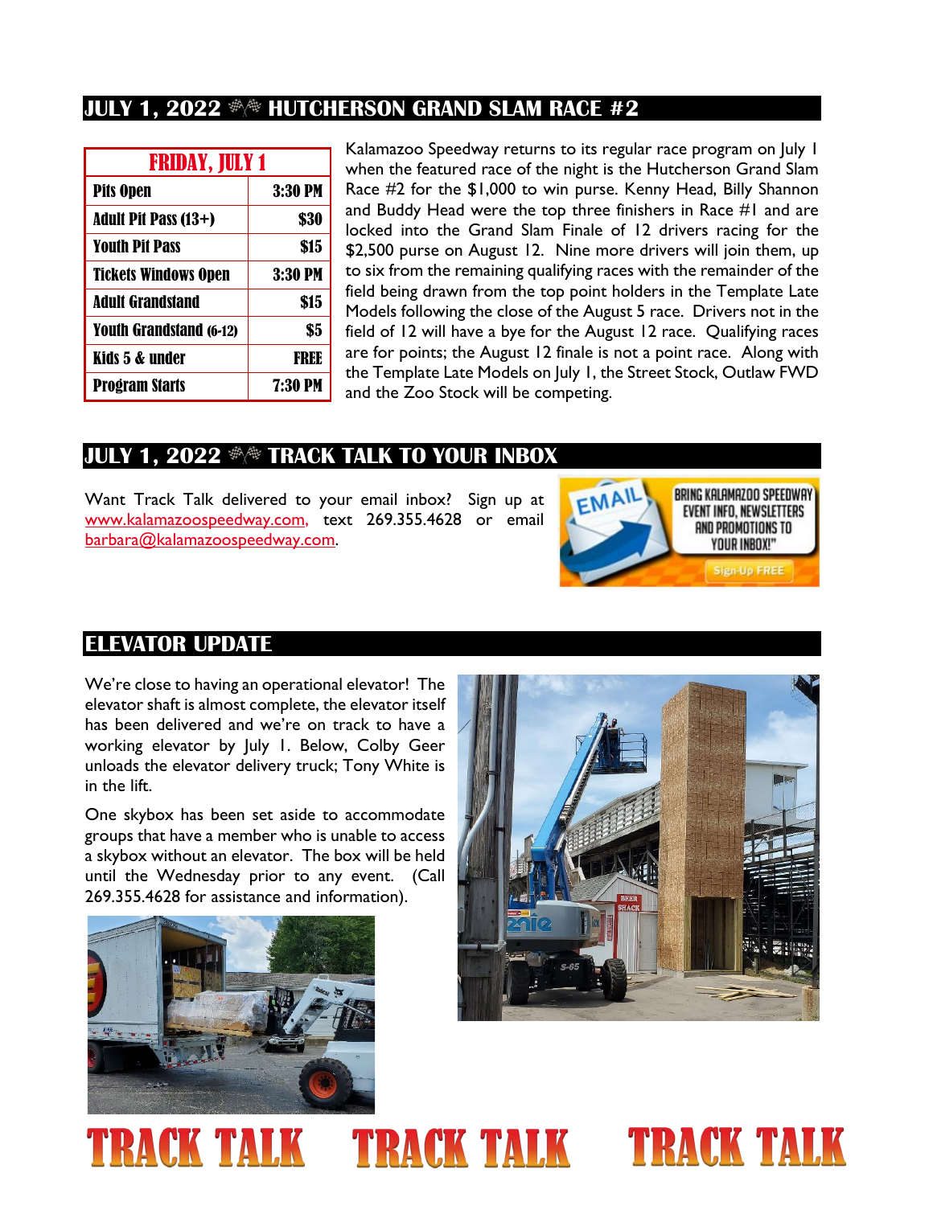## JULY 1, 2022 🏁 HUTCHERSON GRAND SLAM RACE #2

| FRIDAY, JULY 1 | |
|---|---|
| Pits Open | 3:30 PM |
| Adult Pit Pass (13+) | $30 |
| Youth Pit Pass | $15 |
| Tickets Windows Open | 3:30 PM |
| Adult Grandstand | $15 |
| Youth Grandstand (6-12) | $5 |
| Kids 5 & under | FREE |
| Program Starts | 7:30 PM |

Kalamazoo Speedway returns to its regular race program on July 1 when the featured race of the night is the Hutcherson Grand Slam Race #2 for the $1,000 to win purse. Kenny Head, Billy Shannon and Buddy Head were the top three finishers in Race #1 and are locked into the Grand Slam Finale of 12 drivers racing for the $2,500 purse on August 12. Nine more drivers will join them, up to six from the remaining qualifying races with the remainder of the field being drawn from the top point holders in the Template Late Models following the close of the August 5 race. Drivers not in the field of 12 will have a bye for the August 12 race. Qualifying races are for points; the August 12 finale is not a point race. Along with the Template Late Models on July 1, the Street Stock, Outlaw FWD and the Zoo Stock will be competing.

## JULY 1, 2022 🏁 TRACK TALK TO YOUR INBOX

Want Track Talk delivered to your email inbox? Sign up at www.kalamazoospeedway.com, text 269.355.4628 or email barbara@kalamazoospeedway.com.

EMAIL — BRING KALAMAZOO SPEEDWAY EVENT INFO, NEWSLETTERS AND PROMOTIONS TO YOUR INBOX!" Sign-Up FREE

## ELEVATOR UPDATE

We're close to having an operational elevator! The elevator shaft is almost complete, the elevator itself has been delivered and we're on track to have a working elevator by July 1. Below, Colby Geer unloads the elevator delivery truck; Tony White is in the lift.

One skybox has been set aside to accommodate groups that have a member who is unable to access a skybox without an elevator. The box will be held until the Wednesday prior to any event. (Call 269.355.4628 for assistance and information).

TRACK TALK TRACK TALK TRACK TALK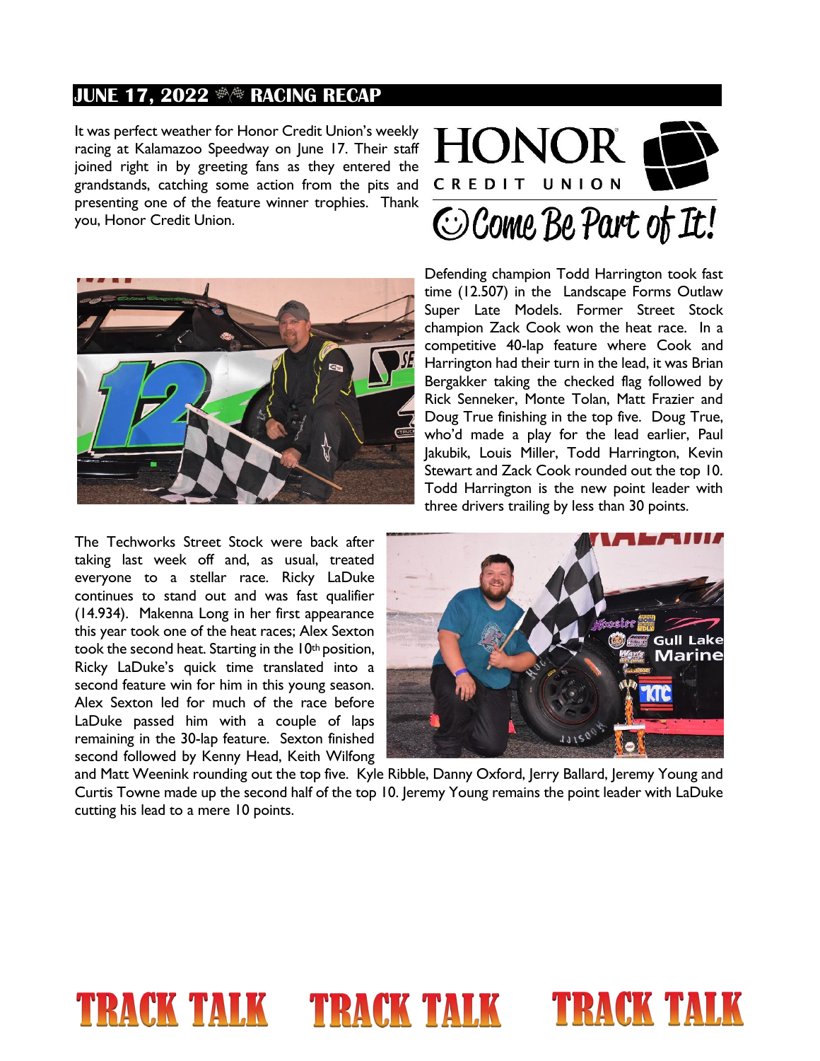## JUNE 17, 2022 RACING RECAP

It was perfect weather for Honor Credit Union's weekly racing at Kalamazoo Speedway on June 17. Their staff joined right in by greeting fans as they entered the grandstands, catching some action from the pits and presenting one of the feature winner trophies. Thank you, Honor Credit Union.

HONOR CREDIT UNION
☺ Come Be Part of It!

Defending champion Todd Harrington took fast time (12.507) in the Landscape Forms Outlaw Super Late Models. Former Street Stock champion Zack Cook won the heat race. In a competitive 40-lap feature where Cook and Harrington had their turn in the lead, it was Brian Bergakker taking the checked flag followed by Rick Senneker, Monte Tolan, Matt Frazier and Doug True finishing in the top five. Doug True, who'd made a play for the lead earlier, Paul Jakubik, Louis Miller, Todd Harrington, Kevin Stewart and Zack Cook rounded out the top 10. Todd Harrington is the new point leader with three drivers trailing by less than 30 points.

The Techworks Street Stock were back after taking last week off and, as usual, treated everyone to a stellar race. Ricky LaDuke continues to stand out and was fast qualifier (14.934). Makenna Long in her first appearance this year took one of the heat races; Alex Sexton took the second heat. Starting in the 10th position, Ricky LaDuke's quick time translated into a second feature win for him in this young season. Alex Sexton led for much of the race before LaDuke passed him with a couple of laps remaining in the 30-lap feature. Sexton finished second followed by Kenny Head, Keith Wilfong and Matt Weenink rounding out the top five. Kyle Ribble, Danny Oxford, Jerry Ballard, Jeremy Young and Curtis Towne made up the second half of the top 10. Jeremy Young remains the point leader with LaDuke cutting his lead to a mere 10 points.

TRACK TALK TRACK TALK TRACK TALK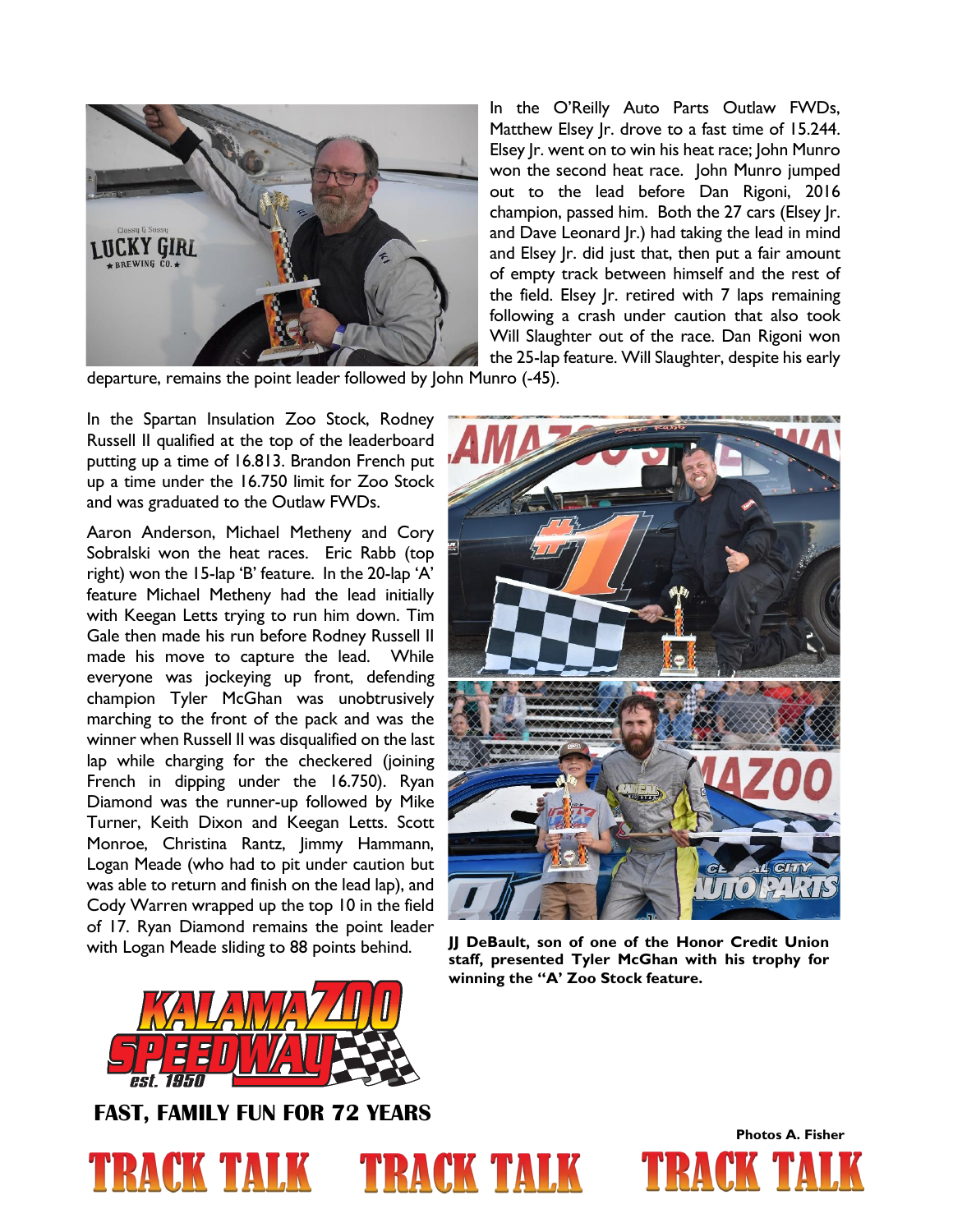In the O'Reilly Auto Parts Outlaw FWDs, Matthew Elsey Jr. drove to a fast time of 15.244. Elsey Jr. went on to win his heat race; John Munro won the second heat race. John Munro jumped out to the lead before Dan Rigoni, 2016 champion, passed him. Both the 27 cars (Elsey Jr. and Dave Leonard Jr.) had taking the lead in mind and Elsey Jr. did just that, then put a fair amount of empty track between himself and the rest of the field. Elsey Jr. retired with 7 laps remaining following a crash under caution that also took Will Slaughter out of the race. Dan Rigoni won the 25-lap feature. Will Slaughter, despite his early departure, remains the point leader followed by John Munro (-45).

In the Spartan Insulation Zoo Stock, Rodney Russell II qualified at the top of the leaderboard putting up a time of 16.813. Brandon French put up a time under the 16.750 limit for Zoo Stock and was graduated to the Outlaw FWDs.

Aaron Anderson, Michael Metheny and Cory Sobralski won the heat races. Eric Rabb (top right) won the 15-lap 'B' feature. In the 20-lap 'A' feature Michael Metheny had the lead initially with Keegan Letts trying to run him down. Tim Gale then made his run before Rodney Russell II made his move to capture the lead. While everyone was jockeying up front, defending champion Tyler McGhan was unobtrusively marching to the front of the pack and was the winner when Russell II was disqualified on the last lap while charging for the checkered (joining French in dipping under the 16.750). Ryan Diamond was the runner-up followed by Mike Turner, Keith Dixon and Keegan Letts. Scott Monroe, Christina Rantz, Jimmy Hammann, Logan Meade (who had to pit under caution but was able to return and finish on the lead lap), and Cody Warren wrapped up the top 10 in the field of 17. Ryan Diamond remains the point leader with Logan Meade sliding to 88 points behind.

**JJ DeBault, son of one of the Honor Credit Union staff, presented Tyler McGhan with his trophy for winning the "A' Zoo Stock feature.**

**FAST, FAMILY FUN FOR 72 YEARS**

**Photos A. Fisher**

**TRACK TALK TRACK TALK TRACK TALK**